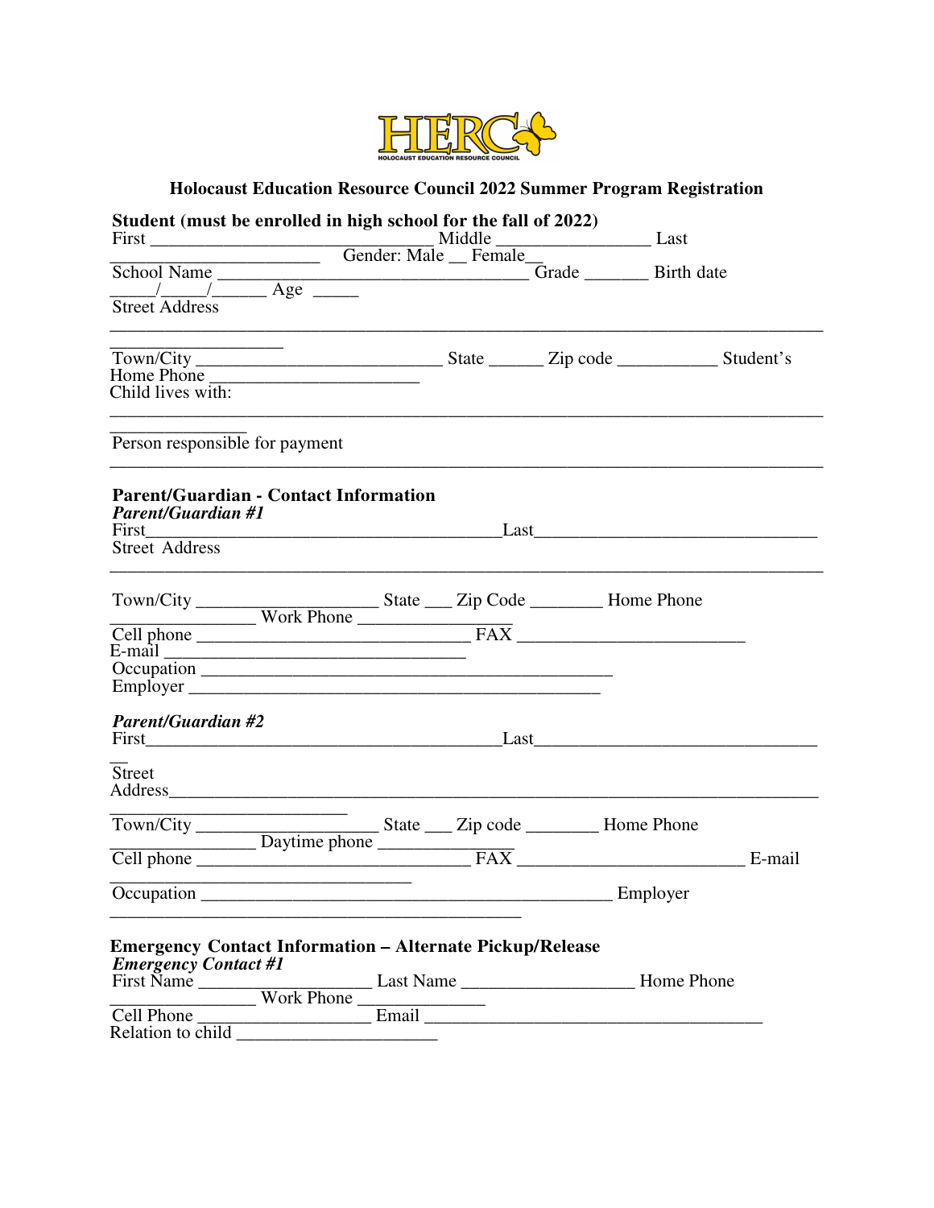HERC
HOLOCAUST EDUCATION RESOURCE COUNCIL

**Holocaust Education Resource Council 2022 Summer Program Registration**

**Student (must be enrolled in high school for the fall of 2022)**

First ______________________________ Middle ________________ Last ______________________ Gender: Male __ Female__

School Name ____________________________________ Grade _______ Birth date _____/_____/______ Age _____

Street Address ____________________________________________________________________________________

Town/City __________________________ State ______ Zip code ___________ Student's Home Phone _______________________

Child lives with: ____________________________________________________________________________________

Person responsible for payment ___________________________________________________________________

**Parent/Guardian - Contact Information**

***Parent/Guardian #1***

First________________________________________Last________________________________

Street Address ____________________________________________________________________________________

Town/City ____________________ State ___ Zip Code ________ Home Phone ________________ Work Phone ________________

Cell phone ______________________________ FAX _________________________

E-mail ______________________________

Occupation ______________________________________________

Employer ______________________________________________

***Parent/Guardian #2***

First________________________________________Last________________________________

Street Address____________________________________________________________________________________

Town/City ____________________ State ___ Zip code ________ Home Phone ________________ Daytime phone ______________

Cell phone ______________________________ FAX _________________________ E-mail __________________________________

Occupation ______________________________________________ Employer ______________________________________________

**Emergency Contact Information – Alternate Pickup/Release**

***Emergency Contact #1***

First Name __________________ Last Name __________________ Home Phone ________________ Work Phone ______________

Cell Phone __________________ Email ______________________________________

Relation to child ______________________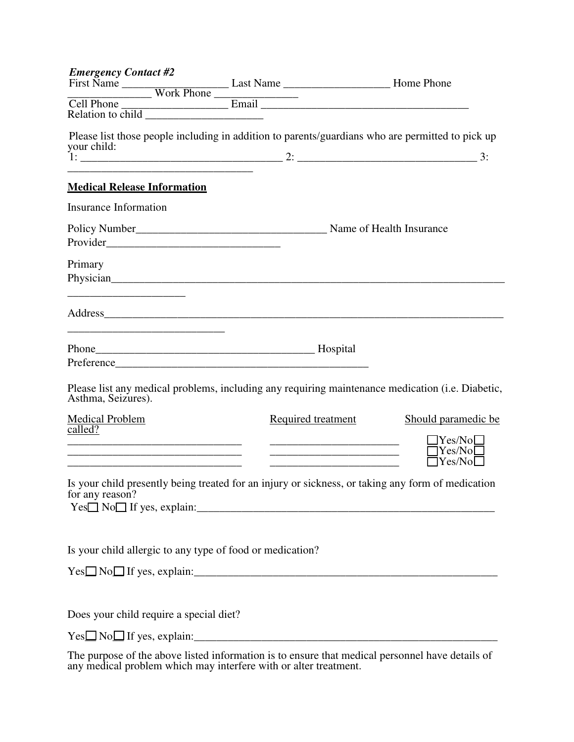***Emergency Contact #2***

First Name ___________________ Last Name ___________________ Home Phone _______________ Work Phone _______________

Cell Phone ___________________ Email ______________________________________

Relation to child _____________________

Please list those people including in addition to parents/guardians who are permitted to pick up your child:

1: ____________________________________ 2: ________________________________ 3: _________________________________

**<u>Medical Release Information</u>**

Insurance Information

Policy Number__________________________________ Name of Health Insurance Provider_______________________________

Primary Physician__________________________________________________________________________________________

Address_________________________________________________________________________________________

Phone_______________________________________ Hospital Preference_____________________________________________

Please list any medical problems, including any requiring maintenance medication (i.e. Diabetic, Asthma, Seizures).

| Medical Problem | Required treatment | Should paramedic be called? |
|---|---|---|
| _______________________________ | _______________________ | ☐Yes/No☐ |
| _______________________________ | _______________________ | ☐Yes/No☐ |
| _______________________________ | _______________________ | ☐Yes/No☐ |

Is your child presently being treated for an injury or sickness, or taking any form of medication for any reason?

Yes☐ No☐ If yes, explain:_______________________________________________________

Is your child allergic to any type of food or medication?

Yes☐ No☐ If yes, explain:_______________________________________________________

Does your child require a special diet?

Yes☐ No☐ If yes, explain:_______________________________________________________

The purpose of the above listed information is to ensure that medical personnel have details of any medical problem which may interfere with or alter treatment.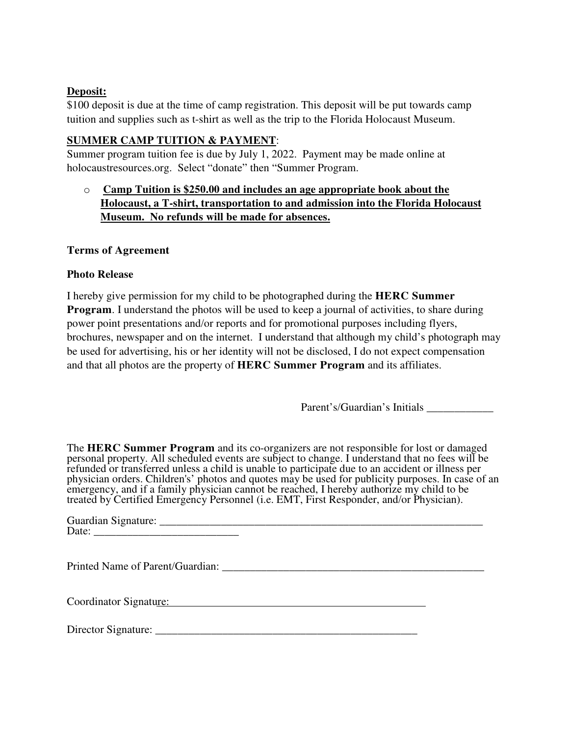**Deposit:**

$100 deposit is due at the time of camp registration. This deposit will be put towards camp tuition and supplies such as t-shirt as well as the trip to the Florida Holocaust Museum.

**SUMMER CAMP TUITION & PAYMENT**:

Summer program tuition fee is due by July 1, 2022. Payment may be made online at holocaustresources.org. Select "donate" then "Summer Program.

- **Camp Tuition is $250.00 and includes an age appropriate book about the Holocaust, a T-shirt, transportation to and admission into the Florida Holocaust Museum. No refunds will be made for absences.**

**Terms of Agreement**

**Photo Release**

I hereby give permission for my child to be photographed during the **HERC Summer Program**. I understand the photos will be used to keep a journal of activities, to share during power point presentations and/or reports and for promotional purposes including flyers, brochures, newspaper and on the internet. I understand that although my child's photograph may be used for advertising, his or her identity will not be disclosed, I do not expect compensation and that all photos are the property of **HERC Summer Program** and its affiliates.

Parent's/Guardian's Initials ____________

The **HERC Summer Program** and its co-organizers are not responsible for lost or damaged personal property. All scheduled events are subject to change. I understand that no fees will be refunded or transferred unless a child is unable to participate due to an accident or illness per physician orders. Children's' photos and quotes may be used for publicity purposes. In case of an emergency, and if a family physician cannot be reached, I hereby authorize my child to be treated by Certified Emergency Personnel (i.e. EMT, First Responder, and/or Physician).

Guardian Signature: ______________________________________________________________
Date: ___________________________

Printed Name of Parent/Guardian: __________________________________________________

Coordinator Signature: __________________________________________________

Director Signature: __________________________________________________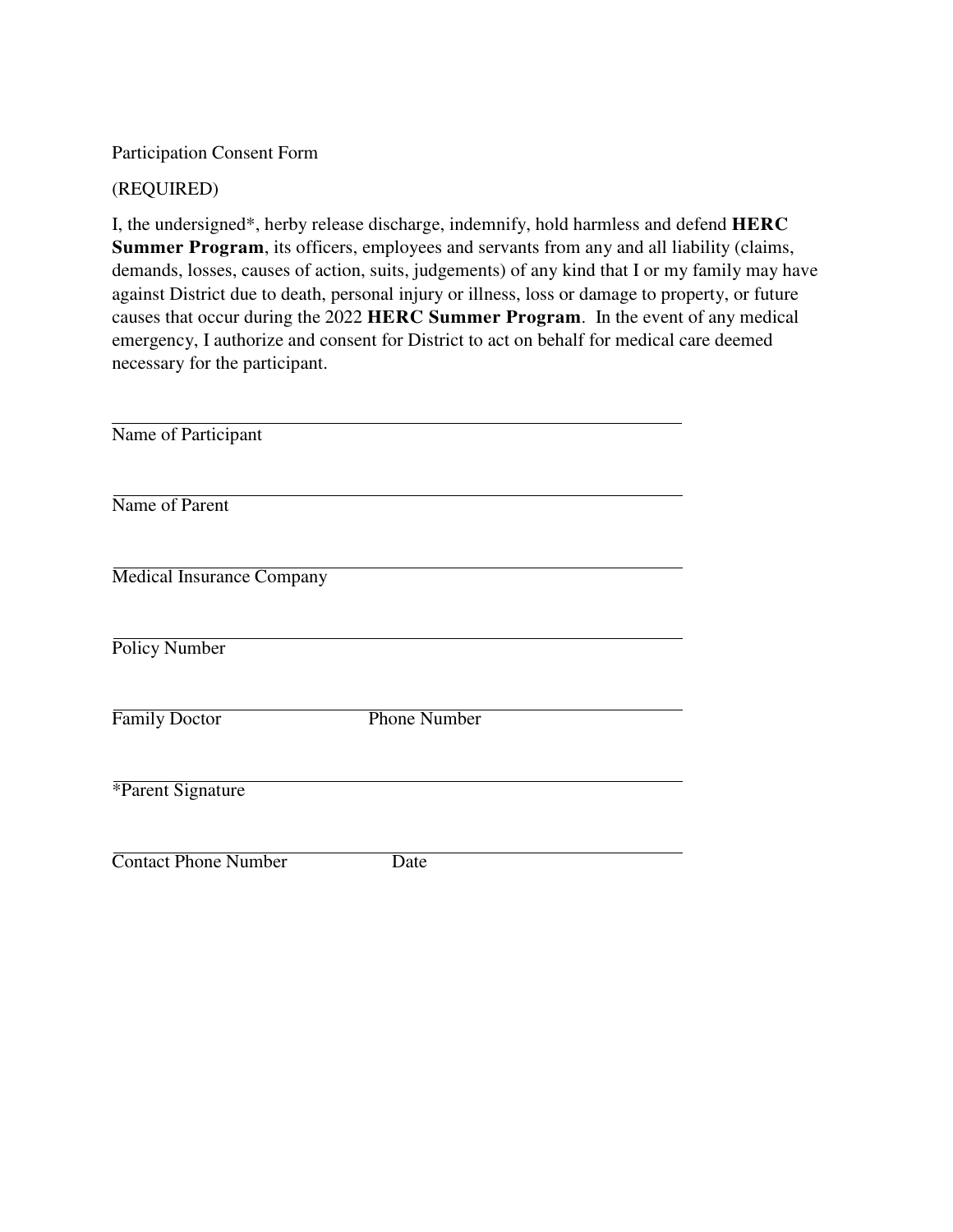Participation Consent Form

(REQUIRED)

I, the undersigned*, herby release discharge, indemnify, hold harmless and defend **HERC Summer Program**, its officers, employees and servants from any and all liability (claims, demands, losses, causes of action, suits, judgements) of any kind that I or my family may have against District due to death, personal injury or illness, loss or damage to property, or future causes that occur during the 2022 **HERC Summer Program**. In the event of any medical emergency, I authorize and consent for District to act on behalf for medical care deemed necessary for the participant.

\_\_\_\_\_\_\_\_\_\_\_\_\_\_\_\_\_\_\_\_\_\_\_\_\_\_\_\_\_\_\_\_\_\_\_\_\_\_\_\_\_\_\_\_\_\_\_\_\_\_\_\_\_\_\_\_
Name of Participant

\_\_\_\_\_\_\_\_\_\_\_\_\_\_\_\_\_\_\_\_\_\_\_\_\_\_\_\_\_\_\_\_\_\_\_\_\_\_\_\_\_\_\_\_\_\_\_\_\_\_\_\_\_\_\_\_
Name of Parent

\_\_\_\_\_\_\_\_\_\_\_\_\_\_\_\_\_\_\_\_\_\_\_\_\_\_\_\_\_\_\_\_\_\_\_\_\_\_\_\_\_\_\_\_\_\_\_\_\_\_\_\_\_\_\_\_
Medical Insurance Company

\_\_\_\_\_\_\_\_\_\_\_\_\_\_\_\_\_\_\_\_\_\_\_\_\_\_\_\_\_\_\_\_\_\_\_\_\_\_\_\_\_\_\_\_\_\_\_\_\_\_\_\_\_\_\_\_
Policy Number

\_\_\_\_\_\_\_\_\_\_\_\_\_\_\_\_\_\_\_\_\_\_\_\_\_\_\_\_\_\_\_\_\_\_\_\_\_\_\_\_\_\_\_\_\_\_\_\_\_\_\_\_\_\_\_\_
Family Doctor Phone Number

\_\_\_\_\_\_\_\_\_\_\_\_\_\_\_\_\_\_\_\_\_\_\_\_\_\_\_\_\_\_\_\_\_\_\_\_\_\_\_\_\_\_\_\_\_\_\_\_\_\_\_\_\_\_\_\_
*Parent Signature

\_\_\_\_\_\_\_\_\_\_\_\_\_\_\_\_\_\_\_\_\_\_\_\_\_\_\_\_\_\_\_\_\_\_\_\_\_\_\_\_\_\_\_\_\_\_\_\_\_\_\_\_\_\_\_\_
Contact Phone Number Date